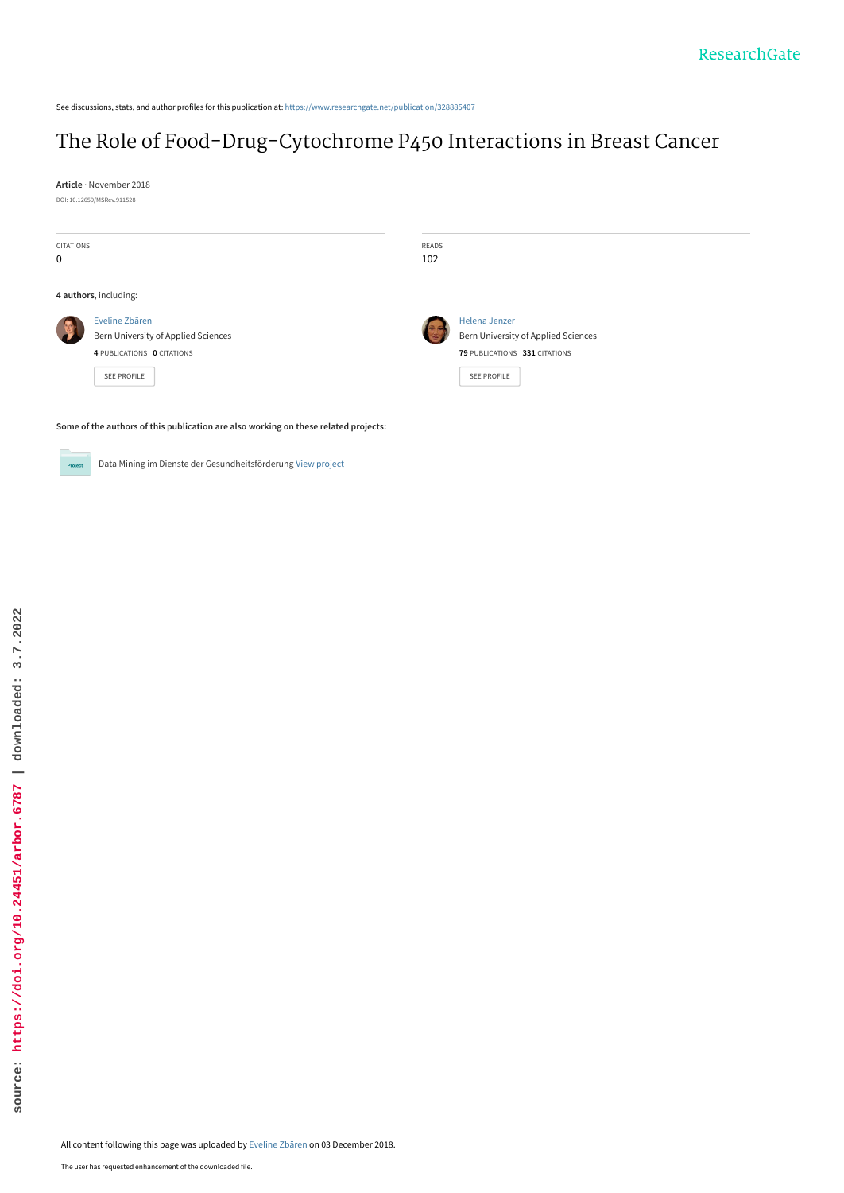See discussions, stats, and author profiles for this publication at: https://www.researchgate.net/publication/328885407

# The Role of Food-Drug-Cytochrome P450 Interactions in Breast Cancer

**Article** · November 2018

DOI: 10.12659/MSRev.911528

CITATIONS
0

READS
102

**4 authors**, including:

Eveline Zbären
Bern University of Applied Sciences
**4** PUBLICATIONS **0** CITATIONS

SEE PROFILE

Helena Jenzer
Bern University of Applied Sciences
**79** PUBLICATIONS **331** CITATIONS

SEE PROFILE

**Some of the authors of this publication are also working on these related projects:**

Project: Data Mining im Dienste der Gesundheitsförderung View project

All content following this page was uploaded by Eveline Zbären on 03 December 2018.

The user has requested enhancement of the downloaded file.

source: https://doi.org/10.24451/arbor.6787 | downloaded: 3.7.2022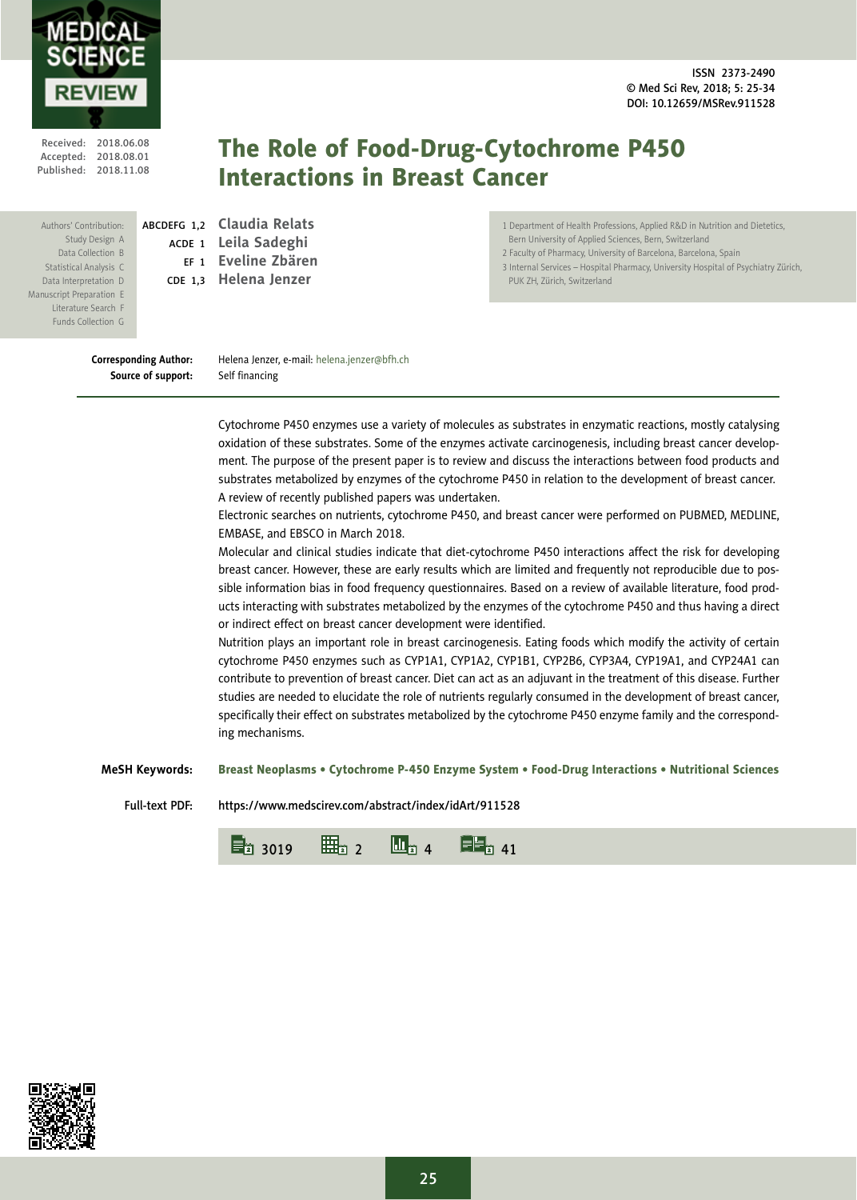ISSN 2373-2490
© Med Sci Rev, 2018; 5: 25-34
DOI: 10.12659/MSRev.911528

Received: 2018.06.08
Accepted: 2018.08.01
Published: 2018.11.08

# The Role of Food-Drug-Cytochrome P450 Interactions in Breast Cancer

Authors' Contribution:
Study Design A
Data Collection B
Statistical Analysis C
Data Interpretation D
Manuscript Preparation E
Literature Search F
Funds Collection G

ABCDEFG 1,2 **Claudia Relats**
ACDE 1 **Leila Sadeghi**
EF 1 **Eveline Zbären**
CDE 1,3 **Helena Jenzer**

1 Department of Health Professions, Applied R&D in Nutrition and Dietetics, Bern University of Applied Sciences, Bern, Switzerland
2 Faculty of Pharmacy, University of Barcelona, Barcelona, Spain
3 Internal Services – Hospital Pharmacy, University Hospital of Psychiatry Zürich, PUK ZH, Zürich, Switzerland

**Corresponding Author:** Helena Jenzer, e-mail: helena.jenzer@bfh.ch
**Source of support:** Self financing

Cytochrome P450 enzymes use a variety of molecules as substrates in enzymatic reactions, mostly catalysing oxidation of these substrates. Some of the enzymes activate carcinogenesis, including breast cancer development. The purpose of the present paper is to review and discuss the interactions between food products and substrates metabolized by enzymes of the cytochrome P450 in relation to the development of breast cancer. A review of recently published papers was undertaken.

Electronic searches on nutrients, cytochrome P450, and breast cancer were performed on PUBMED, MEDLINE, EMBASE, and EBSCO in March 2018.

Molecular and clinical studies indicate that diet-cytochrome P450 interactions affect the risk for developing breast cancer. However, these are early results which are limited and frequently not reproducible due to possible information bias in food frequency questionnaires. Based on a review of available literature, food products interacting with substrates metabolized by the enzymes of the cytochrome P450 and thus having a direct or indirect effect on breast cancer development were identified.

Nutrition plays an important role in breast carcinogenesis. Eating foods which modify the activity of certain cytochrome P450 enzymes such as CYP1A1, CYP1A2, CYP1B1, CYP2B6, CYP3A4, CYP19A1, and CYP24A1 can contribute to prevention of breast cancer. Diet can act as an adjuvant in the treatment of this disease. Further studies are needed to elucidate the role of nutrients regularly consumed in the development of breast cancer, specifically their effect on substrates metabolized by the cytochrome P450 enzyme family and the corresponding mechanisms.

**MeSH Keywords:** Breast Neoplasms • Cytochrome P-450 Enzyme System • Food-Drug Interactions • Nutritional Sciences

**Full-text PDF:** https://www.medscirev.com/abstract/index/idArt/911528

3019 2 4 41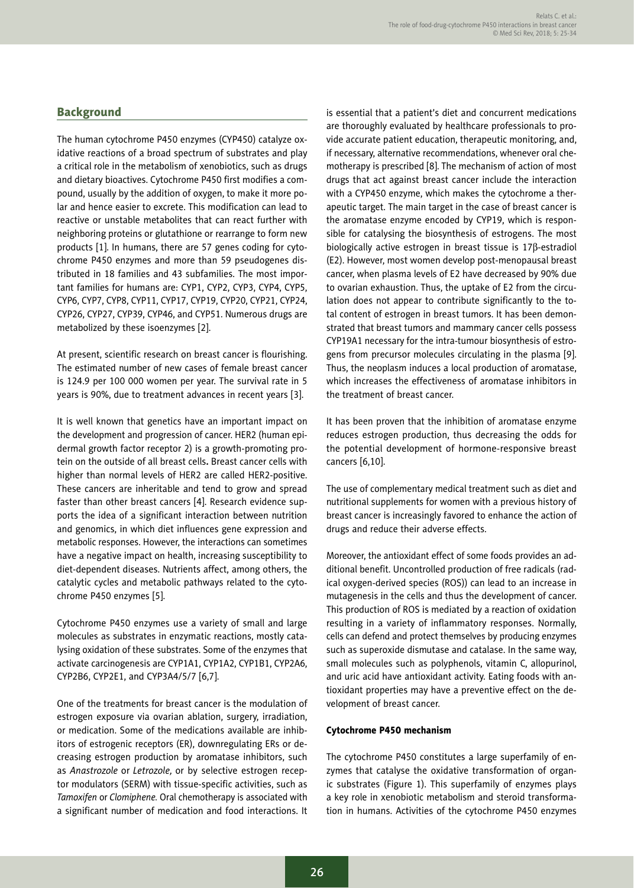## Background

The human cytochrome P450 enzymes (CYP450) catalyze oxidative reactions of a broad spectrum of substrates and play a critical role in the metabolism of xenobiotics, such as drugs and dietary bioactives. Cytochrome P450 first modifies a compound, usually by the addition of oxygen, to make it more polar and hence easier to excrete. This modification can lead to reactive or unstable metabolites that can react further with neighboring proteins or glutathione or rearrange to form new products [1]. In humans, there are 57 genes coding for cytochrome P450 enzymes and more than 59 pseudogenes distributed in 18 families and 43 subfamilies. The most important families for humans are: CYP1, CYP2, CYP3, CYP4, CYP5, CYP6, CYP7, CYP8, CYP11, CYP17, CYP19, CYP20, CYP21, CYP24, CYP26, CYP27, CYP39, CYP46, and CYP51. Numerous drugs are metabolized by these isoenzymes [2].

At present, scientific research on breast cancer is flourishing. The estimated number of new cases of female breast cancer is 124.9 per 100 000 women per year. The survival rate in 5 years is 90%, due to treatment advances in recent years [3].

It is well known that genetics have an important impact on the development and progression of cancer. HER2 (human epidermal growth factor receptor 2) is a growth-promoting protein on the outside of all breast cells**.** Breast cancer cells with higher than normal levels of HER2 are called HER2-positive. These cancers are inheritable and tend to grow and spread faster than other breast cancers [4]. Research evidence supports the idea of a significant interaction between nutrition and genomics, in which diet influences gene expression and metabolic responses. However, the interactions can sometimes have a negative impact on health, increasing susceptibility to diet-dependent diseases. Nutrients affect, among others, the catalytic cycles and metabolic pathways related to the cytochrome P450 enzymes [5].

Cytochrome P450 enzymes use a variety of small and large molecules as substrates in enzymatic reactions, mostly catalysing oxidation of these substrates. Some of the enzymes that activate carcinogenesis are CYP1A1, CYP1A2, CYP1B1, CYP2A6, CYP2B6, CYP2E1, and CYP3A4/5/7 [6,7].

One of the treatments for breast cancer is the modulation of estrogen exposure via ovarian ablation, surgery, irradiation, or medication. Some of the medications available are inhibitors of estrogenic receptors (ER), downregulating ERs or decreasing estrogen production by aromatase inhibitors, such as *Anastrozole* or *Letrozole,* or by selective estrogen receptor modulators (SERM) with tissue-specific activities, such as *Tamoxifen* or *Clomiphene.* Oral chemotherapy is associated with a significant number of medication and food interactions. It is essential that a patient's diet and concurrent medications are thoroughly evaluated by healthcare professionals to provide accurate patient education, therapeutic monitoring, and, if necessary, alternative recommendations, whenever oral chemotherapy is prescribed [8]. The mechanism of action of most drugs that act against breast cancer include the interaction with a CYP450 enzyme, which makes the cytochrome a therapeutic target. The main target in the case of breast cancer is the aromatase enzyme encoded by CYP19, which is responsible for catalysing the biosynthesis of estrogens. The most biologically active estrogen in breast tissue is 17β-estradiol (E2). However, most women develop post-menopausal breast cancer, when plasma levels of E2 have decreased by 90% due to ovarian exhaustion. Thus, the uptake of E2 from the circulation does not appear to contribute significantly to the total content of estrogen in breast tumors. It has been demonstrated that breast tumors and mammary cancer cells possess CYP19A1 necessary for the intra-tumour biosynthesis of estrogens from precursor molecules circulating in the plasma [9]. Thus, the neoplasm induces a local production of aromatase, which increases the effectiveness of aromatase inhibitors in the treatment of breast cancer.

It has been proven that the inhibition of aromatase enzyme reduces estrogen production, thus decreasing the odds for the potential development of hormone-responsive breast cancers [6,10].

The use of complementary medical treatment such as diet and nutritional supplements for women with a previous history of breast cancer is increasingly favored to enhance the action of drugs and reduce their adverse effects.

Moreover, the antioxidant effect of some foods provides an additional benefit. Uncontrolled production of free radicals (radical oxygen-derived species (ROS)) can lead to an increase in mutagenesis in the cells and thus the development of cancer. This production of ROS is mediated by a reaction of oxidation resulting in a variety of inflammatory responses. Normally, cells can defend and protect themselves by producing enzymes such as superoxide dismutase and catalase. In the same way, small molecules such as polyphenols, vitamin C, allopurinol, and uric acid have antioxidant activity. Eating foods with antioxidant properties may have a preventive effect on the development of breast cancer.

### Cytochrome P450 mechanism

The cytochrome P450 constitutes a large superfamily of enzymes that catalyse the oxidative transformation of organic substrates (Figure 1). This superfamily of enzymes plays a key role in xenobiotic metabolism and steroid transformation in humans. Activities of the cytochrome P450 enzymes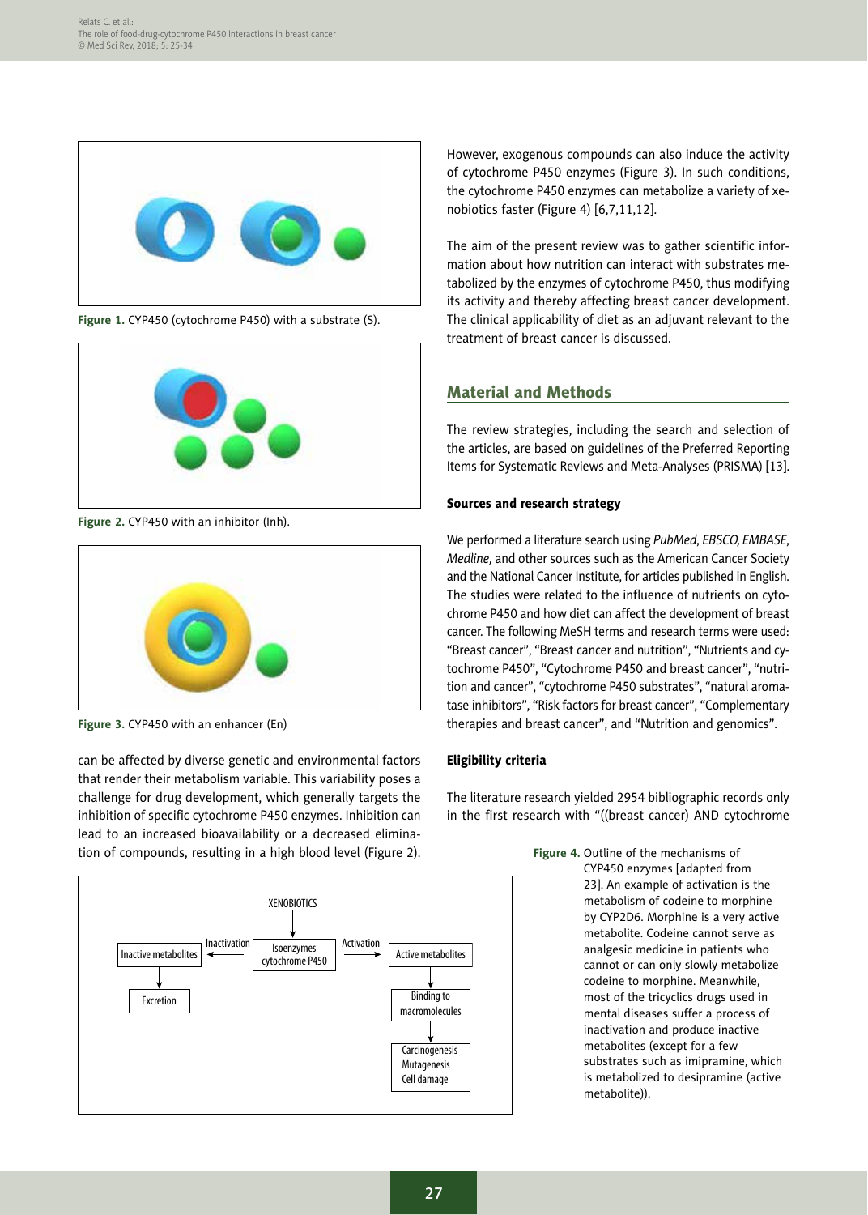Figure 1. CYP450 (cytochrome P450) with a substrate (S).

Figure 2. CYP450 with an inhibitor (Inh).

Figure 3. CYP450 with an enhancer (En)

can be affected by diverse genetic and environmental factors that render their metabolism variable. This variability poses a challenge for drug development, which generally targets the inhibition of specific cytochrome P450 enzymes. Inhibition can lead to an increased bioavailability or a decreased elimination of compounds, resulting in a high blood level (Figure 2).

XENOBIOTICS

Inactive metabolites ← Inactivation — Isoenzymes cytochrome P450 — Activation → Active metabolites

Inactive metabolites → Excretion

Active metabolites → Binding to macromolecules → Carcinogenesis Mutagenesis Cell damage

Figure 4. Outline of the mechanisms of CYP450 enzymes [adapted from 23]. An example of activation is the metabolism of codeine to morphine by CYP2D6. Morphine is a very active metabolite. Codeine cannot serve as analgesic medicine in patients who cannot or can only slowly metabolize codeine to morphine. Meanwhile, most of the tricyclics drugs used in mental diseases suffer a process of inactivation and produce inactive metabolites (except for a few substrates such as imipramine, which is metabolized to desipramine (active metabolite)).

However, exogenous compounds can also induce the activity of cytochrome P450 enzymes (Figure 3). In such conditions, the cytochrome P450 enzymes can metabolize a variety of xenobiotics faster (Figure 4) [6,7,11,12].

The aim of the present review was to gather scientific information about how nutrition can interact with substrates metabolized by the enzymes of cytochrome P450, thus modifying its activity and thereby affecting breast cancer development. The clinical applicability of diet as an adjuvant relevant to the treatment of breast cancer is discussed.

## Material and Methods

The review strategies, including the search and selection of the articles, are based on guidelines of the Preferred Reporting Items for Systematic Reviews and Meta-Analyses (PRISMA) [13].

### Sources and research strategy

We performed a literature search using *PubMed*, *EBSCO*, *EMBASE*, *Medline*, and other sources such as the American Cancer Society and the National Cancer Institute, for articles published in English. The studies were related to the influence of nutrients on cytochrome P450 and how diet can affect the development of breast cancer. The following MeSH terms and research terms were used: "Breast cancer", "Breast cancer and nutrition", "Nutrients and cytochrome P450", "Cytochrome P450 and breast cancer", "nutrition and cancer", "cytochrome P450 substrates", "natural aromatase inhibitors", "Risk factors for breast cancer", "Complementary therapies and breast cancer", and "Nutrition and genomics".

### Eligibility criteria

The literature research yielded 2954 bibliographic records only in the first research with "((breast cancer) AND cytochrome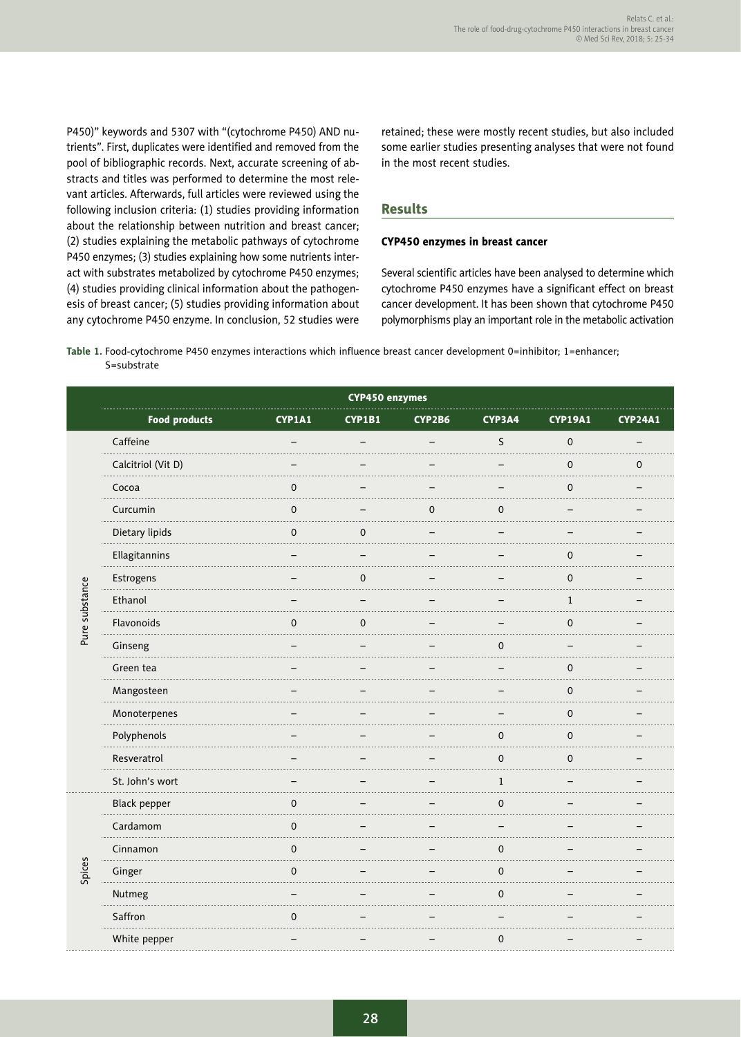P450)" keywords and 5307 with "(cytochrome P450) AND nutrients". First, duplicates were identified and removed from the pool of bibliographic records. Next, accurate screening of abstracts and titles was performed to determine the most relevant articles. Afterwards, full articles were reviewed using the following inclusion criteria: (1) studies providing information about the relationship between nutrition and breast cancer; (2) studies explaining the metabolic pathways of cytochrome P450 enzymes; (3) studies explaining how some nutrients interact with substrates metabolized by cytochrome P450 enzymes; (4) studies providing clinical information about the pathogenesis of breast cancer; (5) studies providing information about any cytochrome P450 enzyme. In conclusion, 52 studies were retained; these were mostly recent studies, but also included some earlier studies presenting analyses that were not found in the most recent studies.

## Results

### CYP450 enzymes in breast cancer

Several scientific articles have been analysed to determine which cytochrome P450 enzymes have a significant effect on breast cancer development. It has been shown that cytochrome P450 polymorphisms play an important role in the metabolic activation

**Table 1.** Food-cytochrome P450 enzymes interactions which influence breast cancer development 0=inhibitor; 1=enhancer; S=substrate

| | | CYP450 enzymes | | | | | |
|---|---|---|---|---|---|---|---|
| | **Food products** | **CYP1A1** | **CYP1B1** | **CYP2B6** | **CYP3A4** | **CYP19A1** | **CYP24A1** |
| Pure substance | Caffeine | – | – | – | S | 0 | – |
| | Calcitriol (Vit D) | – | – | – | – | 0 | 0 |
| | Cocoa | 0 | – | – | – | 0 | – |
| | Curcumin | 0 | – | 0 | 0 | – | – |
| | Dietary lipids | 0 | 0 | – | – | – | – |
| | Ellagitannins | – | – | – | – | 0 | – |
| | Estrogens | – | 0 | – | – | 0 | – |
| | Ethanol | – | – | – | – | 1 | – |
| | Flavonoids | 0 | 0 | – | – | 0 | – |
| | Ginseng | – | – | – | 0 | – | – |
| | Green tea | – | – | – | – | 0 | – |
| | Mangosteen | – | – | – | – | 0 | – |
| | Monoterpenes | – | – | – | – | 0 | – |
| | Polyphenols | – | – | – | 0 | 0 | – |
| | Resveratrol | – | – | – | 0 | 0 | – |
| | St. John's wort | – | – | – | 1 | – | – |
| Spices | Black pepper | 0 | – | – | 0 | – | – |
| | Cardamom | 0 | – | – | – | – | – |
| | Cinnamon | 0 | – | – | 0 | – | – |
| | Ginger | 0 | – | – | 0 | – | – |
| | Nutmeg | – | – | – | 0 | – | – |
| | Saffron | 0 | – | – | – | – | – |
| | White pepper | – | – | – | 0 | – | – |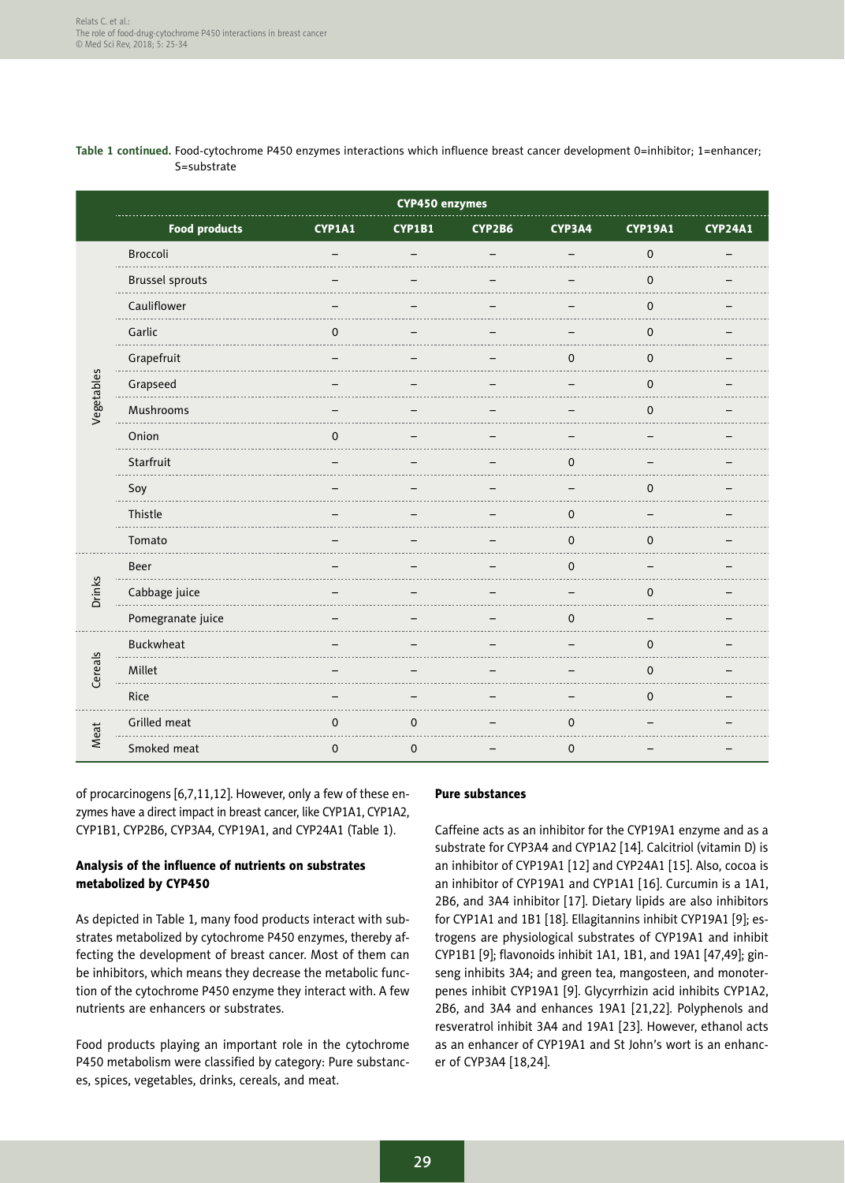**Table 1 continued.** Food-cytochrome P450 enzymes interactions which influence breast cancer development 0=inhibitor; 1=enhancer; S=substrate

| | CYP450 enzymes | | | | | | |
|---|---|---|---|---|---|---|---|
| | Food products | CYP1A1 | CYP1B1 | CYP2B6 | CYP3A4 | CYP19A1 | CYP24A1 |
| Vegetables | Broccoli | – | – | – | – | 0 | – |
| | Brussel sprouts | – | – | – | – | 0 | – |
| | Cauliflower | – | – | – | – | 0 | – |
| | Garlic | 0 | – | – | – | 0 | – |
| | Grapefruit | – | – | – | 0 | 0 | – |
| | Grapseed | – | – | – | – | 0 | – |
| | Mushrooms | – | – | – | – | 0 | – |
| | Onion | 0 | – | – | – | – | – |
| | Starfruit | – | – | – | 0 | – | – |
| | Soy | – | – | – | – | 0 | – |
| | Thistle | – | – | – | 0 | – | – |
| | Tomato | – | – | – | 0 | 0 | – |
| Drinks | Beer | – | – | – | 0 | – | – |
| | Cabbage juice | – | – | – | – | 0 | – |
| | Pomegranate juice | – | – | – | 0 | – | – |
| Cereals | Buckwheat | – | – | – | – | 0 | – |
| | Millet | – | – | – | – | 0 | – |
| | Rice | – | – | – | – | 0 | – |
| Meat | Grilled meat | 0 | 0 | – | 0 | – | – |
| | Smoked meat | 0 | 0 | – | 0 | – | – |

of procarcinogens [6,7,11,12]. However, only a few of these enzymes have a direct impact in breast cancer, like CYP1A1, CYP1A2, CYP1B1, CYP2B6, CYP3A4, CYP19A1, and CYP24A1 (Table 1).

**Analysis of the influence of nutrients on substrates metabolized by CYP450**

As depicted in Table 1, many food products interact with substrates metabolized by cytochrome P450 enzymes, thereby affecting the development of breast cancer. Most of them can be inhibitors, which means they decrease the metabolic function of the cytochrome P450 enzyme they interact with. A few nutrients are enhancers or substrates.

Food products playing an important role in the cytochrome P450 metabolism were classified by category: Pure substances, spices, vegetables, drinks, cereals, and meat.

**Pure substances**

Caffeine acts as an inhibitor for the CYP19A1 enzyme and as a substrate for CYP3A4 and CYP1A2 [14]. Calcitriol (vitamin D) is an inhibitor of CYP19A1 [12] and CYP24A1 [15]. Also, cocoa is an inhibitor of CYP19A1 and CYP1A1 [16]. Curcumin is a 1A1, 2B6, and 3A4 inhibitor [17]. Dietary lipids are also inhibitors for CYP1A1 and 1B1 [18]. Ellagitannins inhibit CYP19A1 [9]; estrogens are physiological substrates of CYP19A1 and inhibit CYP1B1 [9]; flavonoids inhibit 1A1, 1B1, and 19A1 [47,49]; ginseng inhibits 3A4; and green tea, mangosteen, and monoterpenes inhibit CYP19A1 [9]. Glycyrrhizin acid inhibits CYP1A2, 2B6, and 3A4 and enhances 19A1 [21,22]. Polyphenols and resveratrol inhibit 3A4 and 19A1 [23]. However, ethanol acts as an enhancer of CYP19A1 and St John's wort is an enhancer of CYP3A4 [18,24].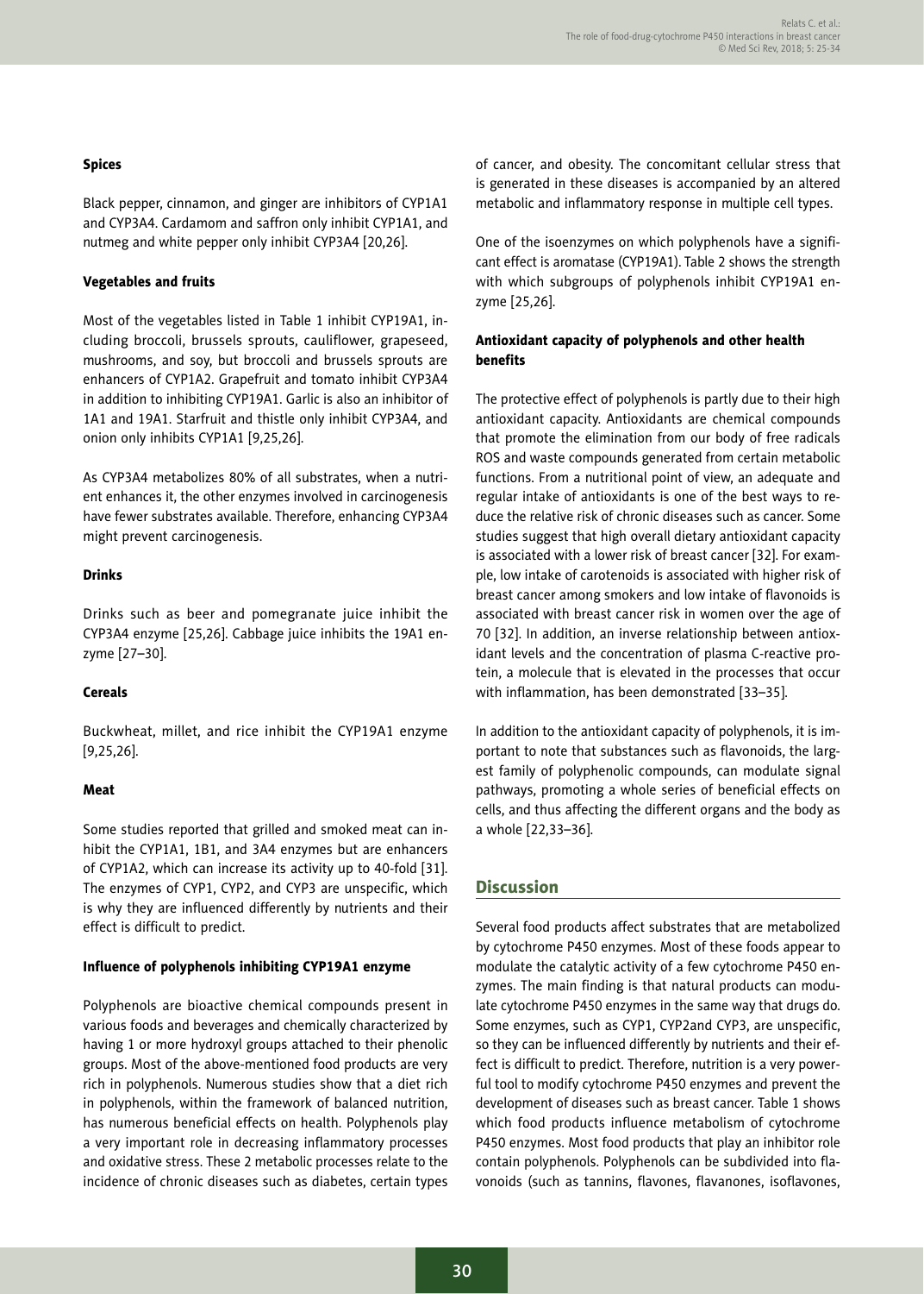### Spices

Black pepper, cinnamon, and ginger are inhibitors of CYP1A1 and CYP3A4. Cardamom and saffron only inhibit CYP1A1, and nutmeg and white pepper only inhibit CYP3A4 [20,26].

### Vegetables and fruits

Most of the vegetables listed in Table 1 inhibit CYP19A1, including broccoli, brussels sprouts, cauliflower, grapeseed, mushrooms, and soy, but broccoli and brussels sprouts are enhancers of CYP1A2. Grapefruit and tomato inhibit CYP3A4 in addition to inhibiting CYP19A1. Garlic is also an inhibitor of 1A1 and 19A1. Starfruit and thistle only inhibit CYP3A4, and onion only inhibits CYP1A1 [9,25,26].

As CYP3A4 metabolizes 80% of all substrates, when a nutrient enhances it, the other enzymes involved in carcinogenesis have fewer substrates available. Therefore, enhancing CYP3A4 might prevent carcinogenesis.

### Drinks

Drinks such as beer and pomegranate juice inhibit the CYP3A4 enzyme [25,26]. Cabbage juice inhibits the 19A1 enzyme [27–30].

### Cereals

Buckwheat, millet, and rice inhibit the CYP19A1 enzyme [9,25,26].

### Meat

Some studies reported that grilled and smoked meat can inhibit the CYP1A1, 1B1, and 3A4 enzymes but are enhancers of CYP1A2, which can increase its activity up to 40-fold [31]. The enzymes of CYP1, CYP2, and CYP3 are unspecific, which is why they are influenced differently by nutrients and their effect is difficult to predict.

### Influence of polyphenols inhibiting CYP19A1 enzyme

Polyphenols are bioactive chemical compounds present in various foods and beverages and chemically characterized by having 1 or more hydroxyl groups attached to their phenolic groups. Most of the above-mentioned food products are very rich in polyphenols. Numerous studies show that a diet rich in polyphenols, within the framework of balanced nutrition, has numerous beneficial effects on health. Polyphenols play a very important role in decreasing inflammatory processes and oxidative stress. These 2 metabolic processes relate to the incidence of chronic diseases such as diabetes, certain types of cancer, and obesity. The concomitant cellular stress that is generated in these diseases is accompanied by an altered metabolic and inflammatory response in multiple cell types.

One of the isoenzymes on which polyphenols have a significant effect is aromatase (CYP19A1). Table 2 shows the strength with which subgroups of polyphenols inhibit CYP19A1 enzyme [25,26].

### Antioxidant capacity of polyphenols and other health benefits

The protective effect of polyphenols is partly due to their high antioxidant capacity. Antioxidants are chemical compounds that promote the elimination from our body of free radicals ROS and waste compounds generated from certain metabolic functions. From a nutritional point of view, an adequate and regular intake of antioxidants is one of the best ways to reduce the relative risk of chronic diseases such as cancer. Some studies suggest that high overall dietary antioxidant capacity is associated with a lower risk of breast cancer [32]. For example, low intake of carotenoids is associated with higher risk of breast cancer among smokers and low intake of flavonoids is associated with breast cancer risk in women over the age of 70 [32]. In addition, an inverse relationship between antioxidant levels and the concentration of plasma C-reactive protein, a molecule that is elevated in the processes that occur with inflammation, has been demonstrated [33–35].

In addition to the antioxidant capacity of polyphenols, it is important to note that substances such as flavonoids, the largest family of polyphenolic compounds, can modulate signal pathways, promoting a whole series of beneficial effects on cells, and thus affecting the different organs and the body as a whole [22,33–36].

## Discussion

Several food products affect substrates that are metabolized by cytochrome P450 enzymes. Most of these foods appear to modulate the catalytic activity of a few cytochrome P450 enzymes. The main finding is that natural products can modulate cytochrome P450 enzymes in the same way that drugs do. Some enzymes, such as CYP1, CYP2and CYP3, are unspecific, so they can be influenced differently by nutrients and their effect is difficult to predict. Therefore, nutrition is a very powerful tool to modify cytochrome P450 enzymes and prevent the development of diseases such as breast cancer. Table 1 shows which food products influence metabolism of cytochrome P450 enzymes. Most food products that play an inhibitor role contain polyphenols. Polyphenols can be subdivided into flavonoids (such as tannins, flavones, flavanones, isoflavones,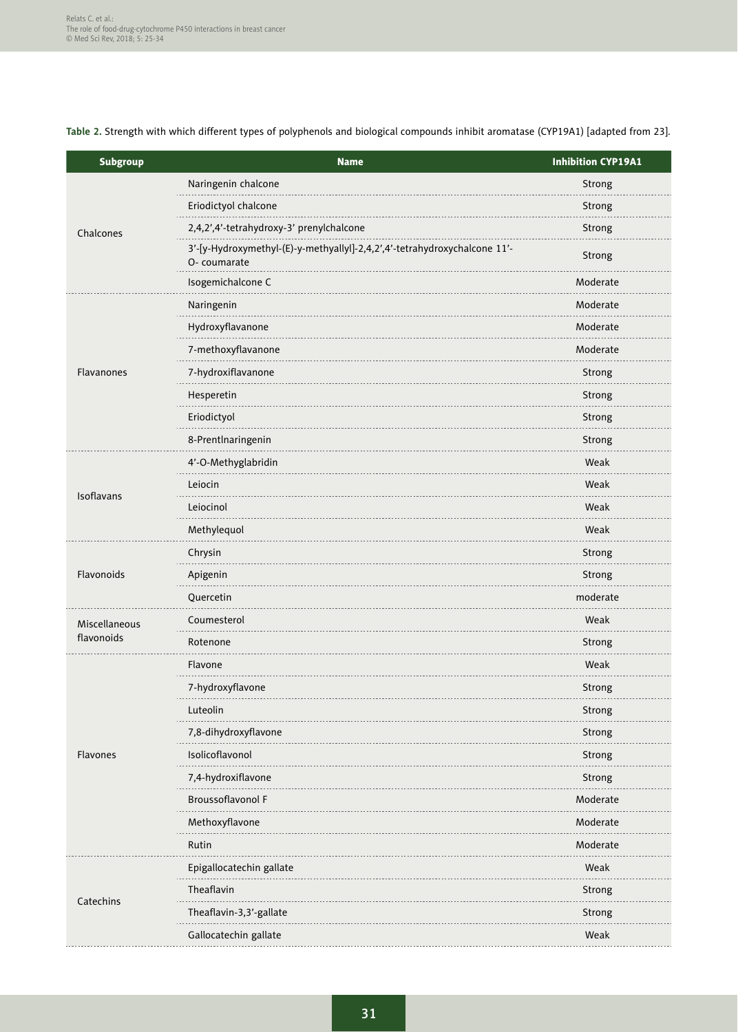**Table 2.** Strength with which different types of polyphenols and biological compounds inhibit aromatase (CYP19A1) [adapted from 23].

| Subgroup | Name | Inhibition CYP19A1 |
|---|---|---|
| Chalcones | Naringenin chalcone | Strong |
| | Eriodictyol chalcone | Strong |
| | 2,4,2',4'-tetrahydroxy-3' prenylchalcone | Strong |
| | 3'-[y-Hydroxymethyl-(E)-y-methyallyl]-2,4,2',4'-tetrahydroxychalcone 11'-O- coumarate | Strong |
| | Isogemichalcone C | Moderate |
| Flavanones | Naringenin | Moderate |
| | Hydroxyflavanone | Moderate |
| | 7-methoxyflavanone | Moderate |
| | 7-hydroxiflavanone | Strong |
| | Hesperetin | Strong |
| | Eriodictyol | Strong |
| | 8-Prentlnaringenin | Strong |
| Isoflavans | 4'-O-Methyglabridin | Weak |
| | Leiocin | Weak |
| | Leiocinol | Weak |
| | Methylequol | Weak |
| Flavonoids | Chrysin | Strong |
| | Apigenin | Strong |
| | Quercetin | moderate |
| Miscellaneous flavonoids | Coumesterol | Weak |
| | Rotenone | Strong |
| Flavones | Flavone | Weak |
| | 7-hydroxyflavone | Strong |
| | Luteolin | Strong |
| | 7,8-dihydroxyflavone | Strong |
| | Isolicoflavonol | Strong |
| | 7,4-hydroxiflavone | Strong |
| | Broussoflavonol F | Moderate |
| | Methoxyflavone | Moderate |
| | Rutin | Moderate |
| Catechins | Epigallocatechin gallate | Weak |
| | Theaflavin | Strong |
| | Theaflavin-3,3'-gallate | Strong |
| | Gallocatechin gallate | Weak |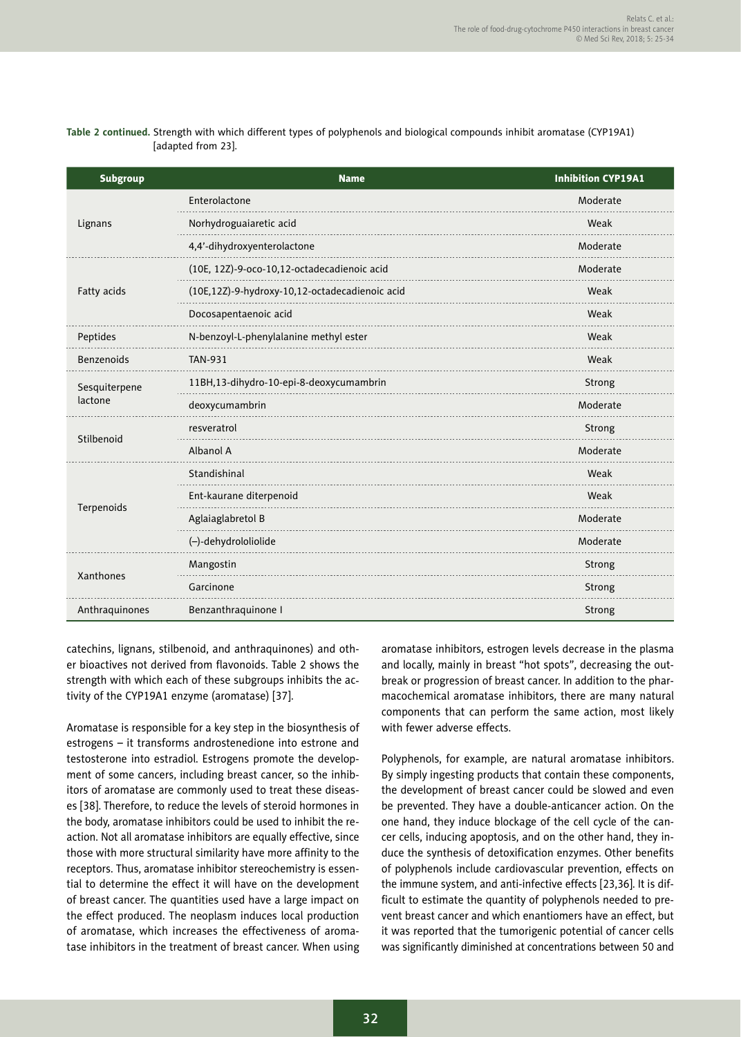**Table 2 continued.** Strength with which different types of polyphenols and biological compounds inhibit aromatase (CYP19A1) [adapted from 23].

| Subgroup | Name | Inhibition CYP19A1 |
|---|---|---|
| Lignans | Enterolactone | Moderate |
| | Norhydroguaiaretic acid | Weak |
| | 4,4'-dihydroxyenterolactone | Moderate |
| Fatty acids | (10E, 12Z)-9-oco-10,12-octadecadienoic acid | Moderate |
| | (10E,12Z)-9-hydroxy-10,12-octadecadienoic acid | Weak |
| | Docosapentaenoic acid | Weak |
| Peptides | N-benzoyl-L-phenylalanine methyl ester | Weak |
| Benzenoids | TAN-931 | Weak |
| Sesquiterpene lactone | 11BH,13-dihydro-10-epi-8-deoxycumambrin | Strong |
| | deoxycumambrin | Moderate |
| Stilbenoid | resveratrol | Strong |
| | Albanol A | Moderate |
| Terpenoids | Standishinal | Weak |
| | Ent-kaurane diterpenoid | Weak |
| | Aglaiaglabretol B | Moderate |
| | (–)-dehydololiolide | Moderate |
| Xanthones | Mangostin | Strong |
| | Garcinone | Strong |
| Anthraquinones | Benzanthraquinone I | Strong |

catechins, lignans, stilbenoid, and anthraquinones) and other bioactives not derived from flavonoids. Table 2 shows the strength with which each of these subgroups inhibits the activity of the CYP19A1 enzyme (aromatase) [37].

Aromatase is responsible for a key step in the biosynthesis of estrogens – it transforms androstenedione into estrone and testosterone into estradiol. Estrogens promote the development of some cancers, including breast cancer, so the inhibitors of aromatase are commonly used to treat these diseases [38]. Therefore, to reduce the levels of steroid hormones in the body, aromatase inhibitors could be used to inhibit the reaction. Not all aromatase inhibitors are equally effective, since those with more structural similarity have more affinity to the receptors. Thus, aromatase inhibitor stereochemistry is essential to determine the effect it will have on the development of breast cancer. The quantities used have a large impact on the effect produced. The neoplasm induces local production of aromatase, which increases the effectiveness of aromatase inhibitors in the treatment of breast cancer. When using aromatase inhibitors, estrogen levels decrease in the plasma and locally, mainly in breast "hot spots", decreasing the outbreak or progression of breast cancer. In addition to the pharmacochemical aromatase inhibitors, there are many natural components that can perform the same action, most likely with fewer adverse effects.

Polyphenols, for example, are natural aromatase inhibitors. By simply ingesting products that contain these components, the development of breast cancer could be slowed and even be prevented. They have a double-anticancer action. On the one hand, they induce blockage of the cell cycle of the cancer cells, inducing apoptosis, and on the other hand, they induce the synthesis of detoxification enzymes. Other benefits of polyphenols include cardiovascular prevention, effects on the immune system, and anti-infective effects [23,36]. It is difficult to estimate the quantity of polyphenols needed to prevent breast cancer and which enantiomers have an effect, but it was reported that the tumorigenic potential of cancer cells was significantly diminished at concentrations between 50 and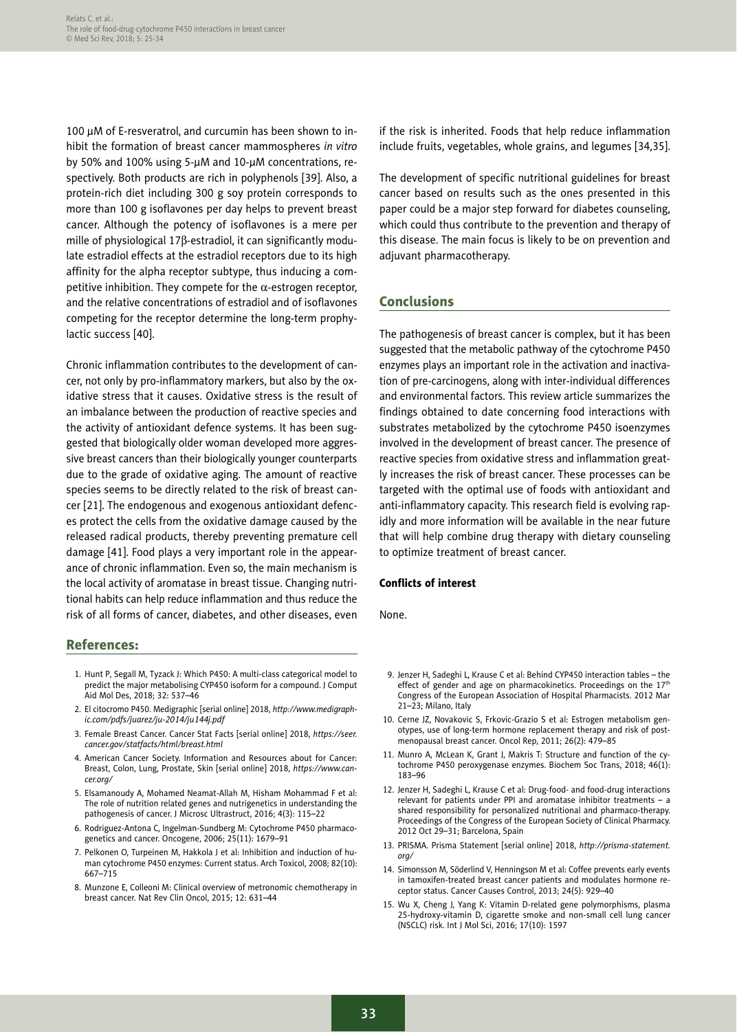100 μM of E-resveratrol, and curcumin has been shown to inhibit the formation of breast cancer mammospheres *in vitro* by 50% and 100% using 5-μM and 10-μM concentrations, respectively. Both products are rich in polyphenols [39]. Also, a protein-rich diet including 300 g soy protein corresponds to more than 100 g isoflavones per day helps to prevent breast cancer. Although the potency of isoflavones is a mere per mille of physiological 17β-estradiol, it can significantly modulate estradiol effects at the estradiol receptors due to its high affinity for the alpha receptor subtype, thus inducing a competitive inhibition. They compete for the α-estrogen receptor, and the relative concentrations of estradiol and of isoflavones competing for the receptor determine the long-term prophylactic success [40].

Chronic inflammation contributes to the development of cancer, not only by pro-inflammatory markers, but also by the oxidative stress that it causes. Oxidative stress is the result of an imbalance between the production of reactive species and the activity of antioxidant defence systems. It has been suggested that biologically older woman developed more aggressive breast cancers than their biologically younger counterparts due to the grade of oxidative aging. The amount of reactive species seems to be directly related to the risk of breast cancer [21]. The endogenous and exogenous antioxidant defences protect the cells from the oxidative damage caused by the released radical products, thereby preventing premature cell damage [41]. Food plays a very important role in the appearance of chronic inflammation. Even so, the main mechanism is the local activity of aromatase in breast tissue. Changing nutritional habits can help reduce inflammation and thus reduce the risk of all forms of cancer, diabetes, and other diseases, even if the risk is inherited. Foods that help reduce inflammation include fruits, vegetables, whole grains, and legumes [34,35].

The development of specific nutritional guidelines for breast cancer based on results such as the ones presented in this paper could be a major step forward for diabetes counseling, which could thus contribute to the prevention and therapy of this disease. The main focus is likely to be on prevention and adjuvant pharmacotherapy.

## Conclusions

The pathogenesis of breast cancer is complex, but it has been suggested that the metabolic pathway of the cytochrome P450 enzymes plays an important role in the activation and inactivation of pre-carcinogens, along with inter-individual differences and environmental factors. This review article summarizes the findings obtained to date concerning food interactions with substrates metabolized by the cytochrome P450 isoenzymes involved in the development of breast cancer. The presence of reactive species from oxidative stress and inflammation greatly increases the risk of breast cancer. These processes can be targeted with the optimal use of foods with antioxidant and anti-inflammatory capacity. This research field is evolving rapidly and more information will be available in the near future that will help combine drug therapy with dietary counseling to optimize treatment of breast cancer.

### Conflicts of interest

None.

## References:

1. Hunt P, Segall M, Tyzack J: Which P450: A multi-class categorical model to predict the major metabolising CYP450 isoform for a compound. J Comput Aid Mol Des, 2018; 32: 537–46
2. El citocromo P450. Medigraphic [serial online] 2018, *http://www.medigraphic.com/pdfs/juarez/ju-2014/ju144j.pdf*
3. Female Breast Cancer. Cancer Stat Facts [serial online] 2018, *https://seer.cancer.gov/statfacts/html/breast.html*
4. American Cancer Society. Information and Resources about for Cancer: Breast, Colon, Lung, Prostate, Skin [serial online] 2018, *https://www.cancer.org/*
5. Elsamanoudy A, Mohamed Neamat-Allah M, Hisham Mohammad F et al: The role of nutrition related genes and nutrigenetics in understanding the pathogenesis of cancer. J Microsc Ultrastruct, 2016; 4(3): 115–22
6. Rodriguez-Antona C, Ingelman-Sundberg M: Cytochrome P450 pharmacogenetics and cancer. Oncogene, 2006; 25(11): 1679–91
7. Pelkonen O, Turpeinen M, Hakkola J et al: Inhibition and induction of human cytochrome P450 enzymes: Current status. Arch Toxicol, 2008; 82(10): 667–715
8. Munzone E, Colleoni M: Clinical overview of metronomic chemotherapy in breast cancer. Nat Rev Clin Oncol, 2015; 12: 631–44
9. Jenzer H, Sadeghi L, Krause C et al: Behind CYP450 interaction tables – the effect of gender and age on pharmacokinetics. Proceedings on the 17th Congress of the European Association of Hospital Pharmacists. 2012 Mar 21–23; Milano, Italy
10. Cerne JZ, Novakovic S, Frkovic-Grazio S et al: Estrogen metabolism genotypes, use of long-term hormone replacement therapy and risk of postmenopausal breast cancer. Oncol Rep, 2011; 26(2): 479–85
11. Munro A, McLean K, Grant J, Makris T: Structure and function of the cytochrome P450 peroxygenase enzymes. Biochem Soc Trans, 2018; 46(1): 183–96
12. Jenzer H, Sadeghi L, Krause C et al: Drug-food- and food-drug interactions relevant for patients under PPI and aromatase inhibitor treatments – a shared responsibility for personalized nutritional and pharmaco-therapy. Proceedings of the Congress of the European Society of Clinical Pharmacy. 2012 Oct 29–31; Barcelona, Spain
13. PRISMA. Prisma Statement [serial online] 2018, *http://prisma-statement.org/*
14. Simonsson M, Söderlind V, Henningson M et al: Coffee prevents early events in tamoxifen-treated breast cancer patients and modulates hormone receptor status. Cancer Causes Control, 2013; 24(5): 929–40
15. Wu X, Cheng J, Yang K: Vitamin D-related gene polymorphisms, plasma 25-hydroxy-vitamin D, cigarette smoke and non-small cell lung cancer (NSCLC) risk. Int J Mol Sci, 2016; 17(10): 1597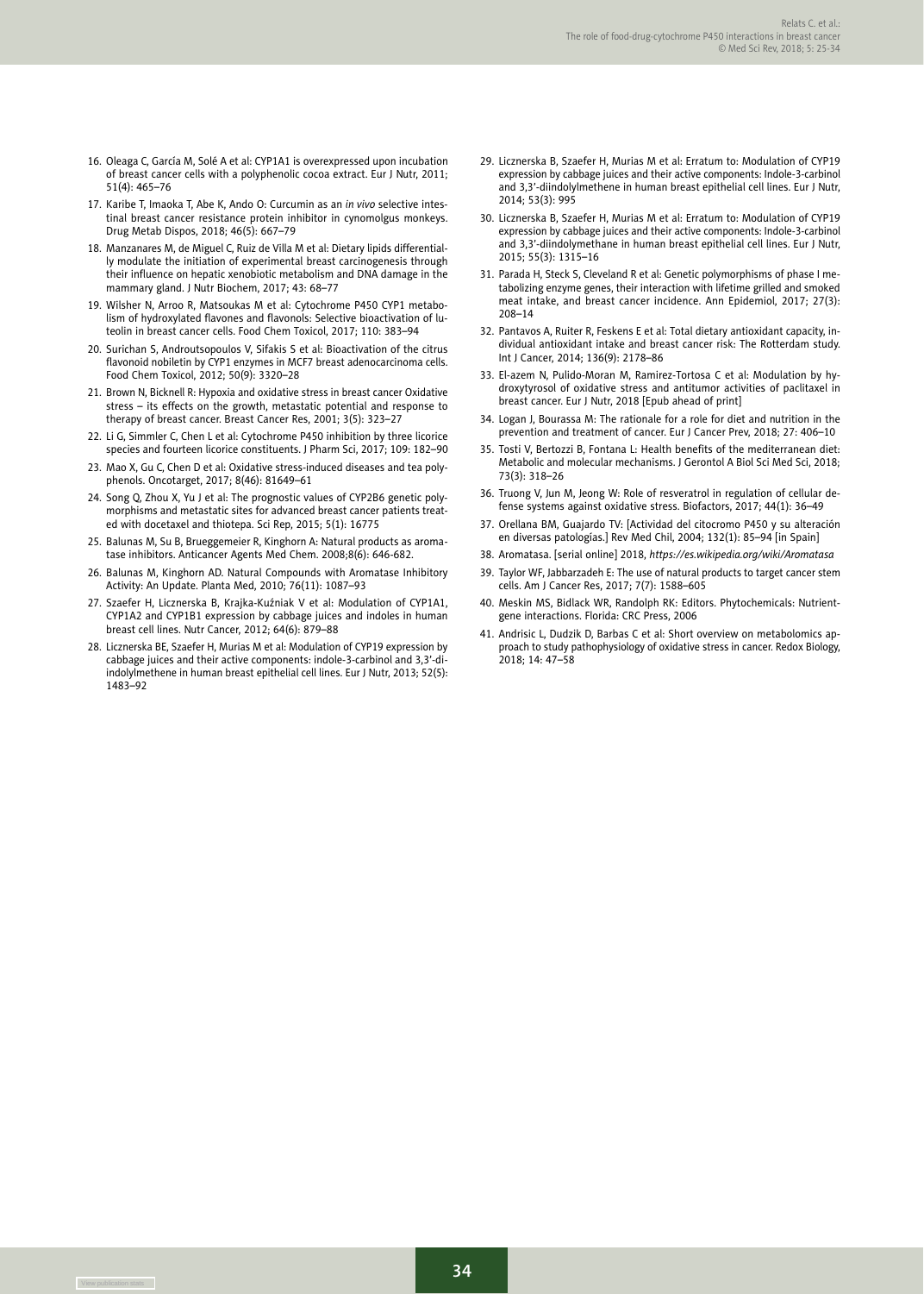16. Oleaga C, García M, Solé A et al: CYP1A1 is overexpressed upon incubation of breast cancer cells with a polyphenolic cocoa extract. Eur J Nutr, 2011; 51(4): 465–76
17. Karibe T, Imaoka T, Abe K, Ando O: Curcumin as an *in vivo* selective intestinal breast cancer resistance protein inhibitor in cynomolgus monkeys. Drug Metab Dispos, 2018; 46(5): 667–79
18. Manzanares M, de Miguel C, Ruiz de Villa M et al: Dietary lipids differentially modulate the initiation of experimental breast carcinogenesis through their influence on hepatic xenobiotic metabolism and DNA damage in the mammary gland. J Nutr Biochem, 2017; 43: 68–77
19. Wilsher N, Arroo R, Matsoukas M et al: Cytochrome P450 CYP1 metabolism of hydroxylated flavones and flavonols: Selective bioactivation of luteolin in breast cancer cells. Food Chem Toxicol, 2017; 110: 383–94
20. Surichan S, Androutsopoulos V, Sifakis S et al: Bioactivation of the citrus flavonoid nobiletin by CYP1 enzymes in MCF7 breast adenocarcinoma cells. Food Chem Toxicol, 2012; 50(9): 3320–28
21. Brown N, Bicknell R: Hypoxia and oxidative stress in breast cancer Oxidative stress – its effects on the growth, metastatic potential and response to therapy of breast cancer. Breast Cancer Res, 2001; 3(5): 323–27
22. Li G, Simmler C, Chen L et al: Cytochrome P450 inhibition by three licorice species and fourteen licorice constituents. J Pharm Sci, 2017; 109: 182–90
23. Mao X, Gu C, Chen D et al: Oxidative stress-induced diseases and tea polyphenols. Oncotarget, 2017; 8(46): 81649–61
24. Song Q, Zhou X, Yu J et al: The prognostic values of CYP2B6 genetic polymorphisms and metastatic sites for advanced breast cancer patients treated with docetaxel and thiotepa. Sci Rep, 2015; 5(1): 16775
25. Balunas M, Su B, Brueggemeier R, Kinghorn A: Natural products as aromatase inhibitors. Anticancer Agents Med Chem. 2008;8(6): 646-682.
26. Balunas M, Kinghorn AD. Natural Compounds with Aromatase Inhibitory Activity: An Update. Planta Med, 2010; 76(11): 1087–93
27. Szaefer H, Licznerska B, Krajka-Kuźniak V et al: Modulation of CYP1A1, CYP1A2 and CYP1B1 expression by cabbage juices and indoles in human breast cell lines. Nutr Cancer, 2012; 64(6): 879–88
28. Licznerska BE, Szaefer H, Murias M et al: Modulation of CYP19 expression by cabbage juices and their active components: indole-3-carbinol and 3,3'-diindolylmethene in human breast epithelial cell lines. Eur J Nutr, 2013; 52(5): 1483–92
29. Licznerska B, Szaefer H, Murias M et al: Erratum to: Modulation of CYP19 expression by cabbage juices and their active components: Indole-3-carbinol and 3,3'-diindolylmethene in human breast epithelial cell lines. Eur J Nutr, 2014; 53(3): 995
30. Licznerska B, Szaefer H, Murias M et al: Erratum to: Modulation of CYP19 expression by cabbage juices and their active components: Indole-3-carbinol and 3,3'-diindolymethane in human breast epithelial cell lines. Eur J Nutr, 2015; 55(3): 1315–16
31. Parada H, Steck S, Cleveland R et al: Genetic polymorphisms of phase I metabolizing enzyme genes, their interaction with lifetime grilled and smoked meat intake, and breast cancer incidence. Ann Epidemiol, 2017; 27(3): 208–14
32. Pantavos A, Ruiter R, Feskens E et al: Total dietary antioxidant capacity, individual antioxidant intake and breast cancer risk: The Rotterdam study. Int J Cancer, 2014; 136(9): 2178–86
33. El-azem N, Pulido-Moran M, Ramirez-Tortosa C et al: Modulation by hydroxytyrosol of oxidative stress and antitumor activities of paclitaxel in breast cancer. Eur J Nutr, 2018 [Epub ahead of print]
34. Logan J, Bourassa M: The rationale for a role for diet and nutrition in the prevention and treatment of cancer. Eur J Cancer Prev, 2018; 27: 406–10
35. Tosti V, Bertozzi B, Fontana L: Health benefits of the mediterranean diet: Metabolic and molecular mechanisms. J Gerontol A Biol Sci Med Sci, 2018; 73(3): 318–26
36. Truong V, Jun M, Jeong W: Role of resveratrol in regulation of cellular defense systems against oxidative stress. Biofactors, 2017; 44(1): 36–49
37. Orellana BM, Guajardo TV: [Actividad del citocromo P450 y su alteración en diversas patologías.] Rev Med Chil, 2004; 132(1): 85–94 [in Spain]
38. Aromatasa. [serial online] 2018, *https://es.wikipedia.org/wiki/Aromatasa*
39. Taylor WF, Jabbarzadeh E: The use of natural products to target cancer stem cells. Am J Cancer Res, 2017; 7(7): 1588–605
40. Meskin MS, Bidlack WR, Randolph RK: Editors. Phytochemicals: Nutrient-gene interactions. Florida: CRC Press, 2006
41. Andrisic L, Dudzik D, Barbas C et al: Short overview on metabolomics approach to study pathophysiology of oxidative stress in cancer. Redox Biology, 2018; 14: 47–58